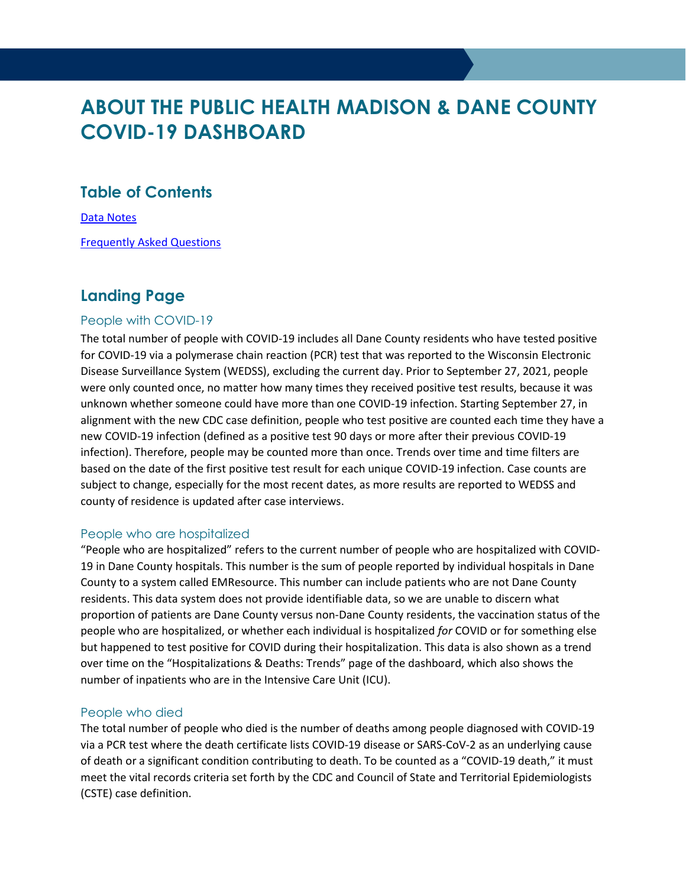# ABOUT THE PUBLIC HEALTH MADISON & DANE COUNTY COVID-19 DASHBOARD

## Table of Contents

[Data Notes]

[Frequently Asked Questions]

## Landing Page

### People with COVID-19

The total number of people with COVID-19 includes all Dane County residents who have tested positive for COVID-19 via a polymerase chain reaction (PCR) test that was reported to the Wisconsin Electronic Disease Surveillance System (WEDSS), excluding the current day. Prior to September 27, 2021, people were only counted once, no matter how many times they received positive test results, because it was unknown whether someone could have more than one COVID-19 infection. Starting September 27, in alignment with the new CDC case definition, people who test positive are counted each time they have a new COVID-19 infection (defined as a positive test 90 days or more after their previous COVID-19 infection). Therefore, people may be counted more than once. Trends over time and time filters are based on the date of the first positive test result for each unique COVID-19 infection. Case counts are subject to change, especially for the most recent dates, as more results are reported to WEDSS and county of residence is updated after case interviews.

### People who are hospitalized

"People who are hospitalized" refers to the current number of people who are hospitalized with COVID-19 in Dane County hospitals. This number is the sum of people reported by individual hospitals in Dane County to a system called EMResource. This number can include patients who are not Dane County residents. This data system does not provide identifiable data, so we are unable to discern what proportion of patients are Dane County versus non-Dane County residents, the vaccination status of the people who are hospitalized, or whether each individual is hospitalized *for* COVID or for something else but happened to test positive for COVID during their hospitalization. This data is also shown as a trend over time on the "Hospitalizations & Deaths: Trends" page of the dashboard, which also shows the number of inpatients who are in the Intensive Care Unit (ICU).

### People who died

The total number of people who died is the number of deaths among people diagnosed with COVID-19 via a PCR test where the death certificate lists COVID-19 disease or SARS-CoV-2 as an underlying cause of death or a significant condition contributing to death. To be counted as a "COVID-19 death," it must meet the vital records criteria set forth by the CDC and Council of State and Territorial Epidemiologists (CSTE) case definition.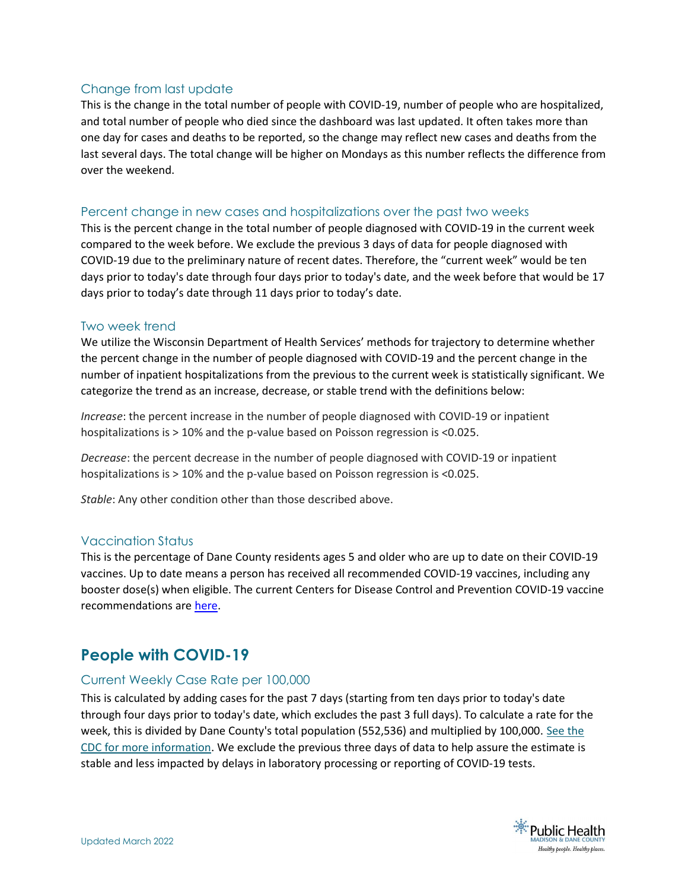### Change from last update

This is the change in the total number of people with COVID-19, number of people who are hospitalized, and total number of people who died since the dashboard was last updated. It often takes more than one day for cases and deaths to be reported, so the change may reflect new cases and deaths from the last several days. The total change will be higher on Mondays as this number reflects the difference from over the weekend.

### Percent change in new cases and hospitalizations over the past two weeks

This is the percent change in the total number of people diagnosed with COVID-19 in the current week compared to the week before. We exclude the previous 3 days of data for people diagnosed with COVID-19 due to the preliminary nature of recent dates. Therefore, the "current week" would be ten days prior to today's date through four days prior to today's date, and the week before that would be 17 days prior to today's date through 11 days prior to today's date.

### Two week trend

We utilize the Wisconsin Department of Health Services' methods for trajectory to determine whether the percent change in the number of people diagnosed with COVID-19 and the percent change in the number of inpatient hospitalizations from the previous to the current week is statistically significant. We categorize the trend as an increase, decrease, or stable trend with the definitions below:

*Increase*: the percent increase in the number of people diagnosed with COVID-19 or inpatient hospitalizations is > 10% and the p-value based on Poisson regression is <0.025.

*Decrease*: the percent decrease in the number of people diagnosed with COVID-19 or inpatient hospitalizations is > 10% and the p-value based on Poisson regression is <0.025.

*Stable*: Any other condition other than those described above.

### Vaccination Status

This is the percentage of Dane County residents ages 5 and older who are up to date on their COVID-19 vaccines. Up to date means a person has received all recommended COVID-19 vaccines, including any booster dose(s) when eligible. The current Centers for Disease Control and Prevention COVID-19 vaccine recommendations are here.

## People with COVID-19

### Current Weekly Case Rate per 100,000

This is calculated by adding cases for the past 7 days (starting from ten days prior to today's date through four days prior to today's date, which excludes the past 3 full days). To calculate a rate for the week, this is divided by Dane County's total population (552,536) and multiplied by 100,000. See the CDC for more information. We exclude the previous three days of data to help assure the estimate is stable and less impacted by delays in laboratory processing or reporting of COVID-19 tests.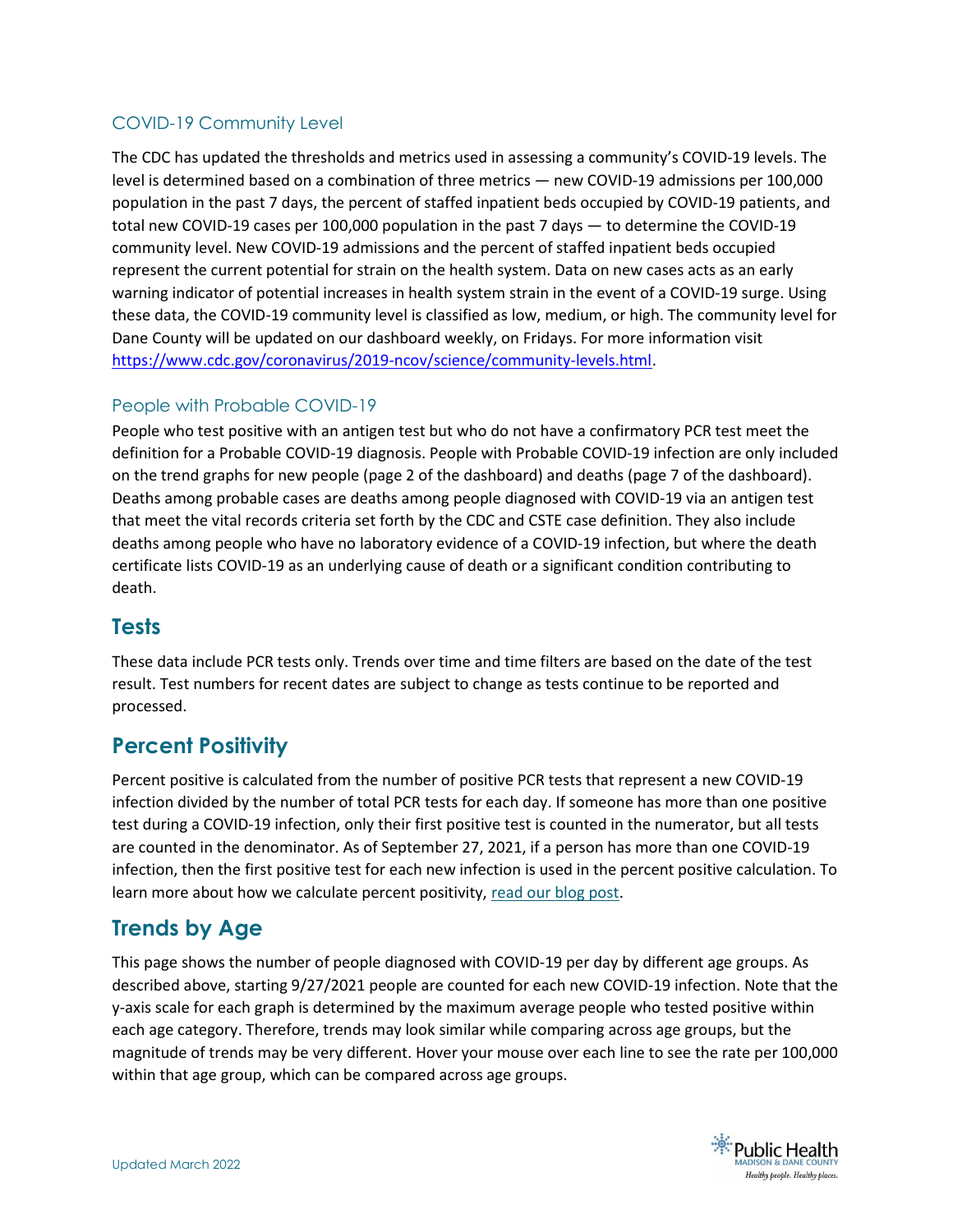### COVID-19 Community Level

The CDC has updated the thresholds and metrics used in assessing a community's COVID-19 levels. The level is determined based on a combination of three metrics — new COVID-19 admissions per 100,000 population in the past 7 days, the percent of staffed inpatient beds occupied by COVID-19 patients, and total new COVID-19 cases per 100,000 population in the past 7 days — to determine the COVID-19 community level. New COVID-19 admissions and the percent of staffed inpatient beds occupied represent the current potential for strain on the health system. Data on new cases acts as an early warning indicator of potential increases in health system strain in the event of a COVID-19 surge. Using these data, the COVID-19 community level is classified as low, medium, or high. The community level for Dane County will be updated on our dashboard weekly, on Fridays. For more information visit https://www.cdc.gov/coronavirus/2019-ncov/science/community-levels.html.

### People with Probable COVID-19

People who test positive with an antigen test but who do not have a confirmatory PCR test meet the definition for a Probable COVID-19 diagnosis. People with Probable COVID-19 infection are only included on the trend graphs for new people (page 2 of the dashboard) and deaths (page 7 of the dashboard). Deaths among probable cases are deaths among people diagnosed with COVID-19 via an antigen test that meet the vital records criteria set forth by the CDC and CSTE case definition. They also include deaths among people who have no laboratory evidence of a COVID-19 infection, but where the death certificate lists COVID-19 as an underlying cause of death or a significant condition contributing to death.

## Tests

These data include PCR tests only. Trends over time and time filters are based on the date of the test result. Test numbers for recent dates are subject to change as tests continue to be reported and processed.

## Percent Positivity

Percent positive is calculated from the number of positive PCR tests that represent a new COVID-19 infection divided by the number of total PCR tests for each day. If someone has more than one positive test during a COVID-19 infection, only their first positive test is counted in the numerator, but all tests are counted in the denominator. As of September 27, 2021, if a person has more than one COVID-19 infection, then the first positive test for each new infection is used in the percent positive calculation. To learn more about how we calculate percent positivity, read our blog post.

## Trends by Age

This page shows the number of people diagnosed with COVID-19 per day by different age groups. As described above, starting 9/27/2021 people are counted for each new COVID-19 infection. Note that the y-axis scale for each graph is determined by the maximum average people who tested positive within each age category. Therefore, trends may look similar while comparing across age groups, but the magnitude of trends may be very different. Hover your mouse over each line to see the rate per 100,000 within that age group, which can be compared across age groups.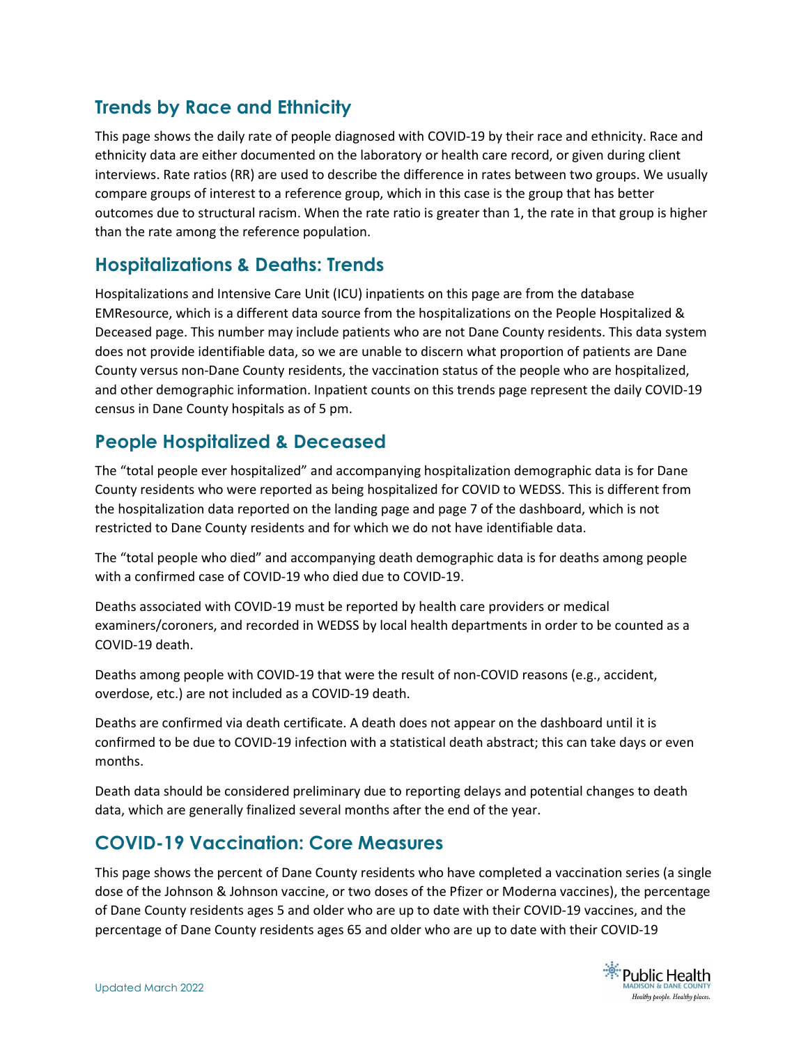## Trends by Race and Ethnicity

This page shows the daily rate of people diagnosed with COVID-19 by their race and ethnicity. Race and ethnicity data are either documented on the laboratory or health care record, or given during client interviews. Rate ratios (RR) are used to describe the difference in rates between two groups. We usually compare groups of interest to a reference group, which in this case is the group that has better outcomes due to structural racism. When the rate ratio is greater than 1, the rate in that group is higher than the rate among the reference population.

## Hospitalizations & Deaths: Trends

Hospitalizations and Intensive Care Unit (ICU) inpatients on this page are from the database EMResource, which is a different data source from the hospitalizations on the People Hospitalized & Deceased page. This number may include patients who are not Dane County residents. This data system does not provide identifiable data, so we are unable to discern what proportion of patients are Dane County versus non-Dane County residents, the vaccination status of the people who are hospitalized, and other demographic information. Inpatient counts on this trends page represent the daily COVID-19 census in Dane County hospitals as of 5 pm.

## People Hospitalized & Deceased

The "total people ever hospitalized" and accompanying hospitalization demographic data is for Dane County residents who were reported as being hospitalized for COVID to WEDSS. This is different from the hospitalization data reported on the landing page and page 7 of the dashboard, which is not restricted to Dane County residents and for which we do not have identifiable data.

The "total people who died" and accompanying death demographic data is for deaths among people with a confirmed case of COVID-19 who died due to COVID-19.

Deaths associated with COVID-19 must be reported by health care providers or medical examiners/coroners, and recorded in WEDSS by local health departments in order to be counted as a COVID-19 death.

Deaths among people with COVID-19 that were the result of non-COVID reasons (e.g., accident, overdose, etc.) are not included as a COVID-19 death.

Deaths are confirmed via death certificate. A death does not appear on the dashboard until it is confirmed to be due to COVID-19 infection with a statistical death abstract; this can take days or even months.

Death data should be considered preliminary due to reporting delays and potential changes to death data, which are generally finalized several months after the end of the year.

## COVID-19 Vaccination: Core Measures

This page shows the percent of Dane County residents who have completed a vaccination series (a single dose of the Johnson & Johnson vaccine, or two doses of the Pfizer or Moderna vaccines), the percentage of Dane County residents ages 5 and older who are up to date with their COVID-19 vaccines, and the percentage of Dane County residents ages 65 and older who are up to date with their COVID-19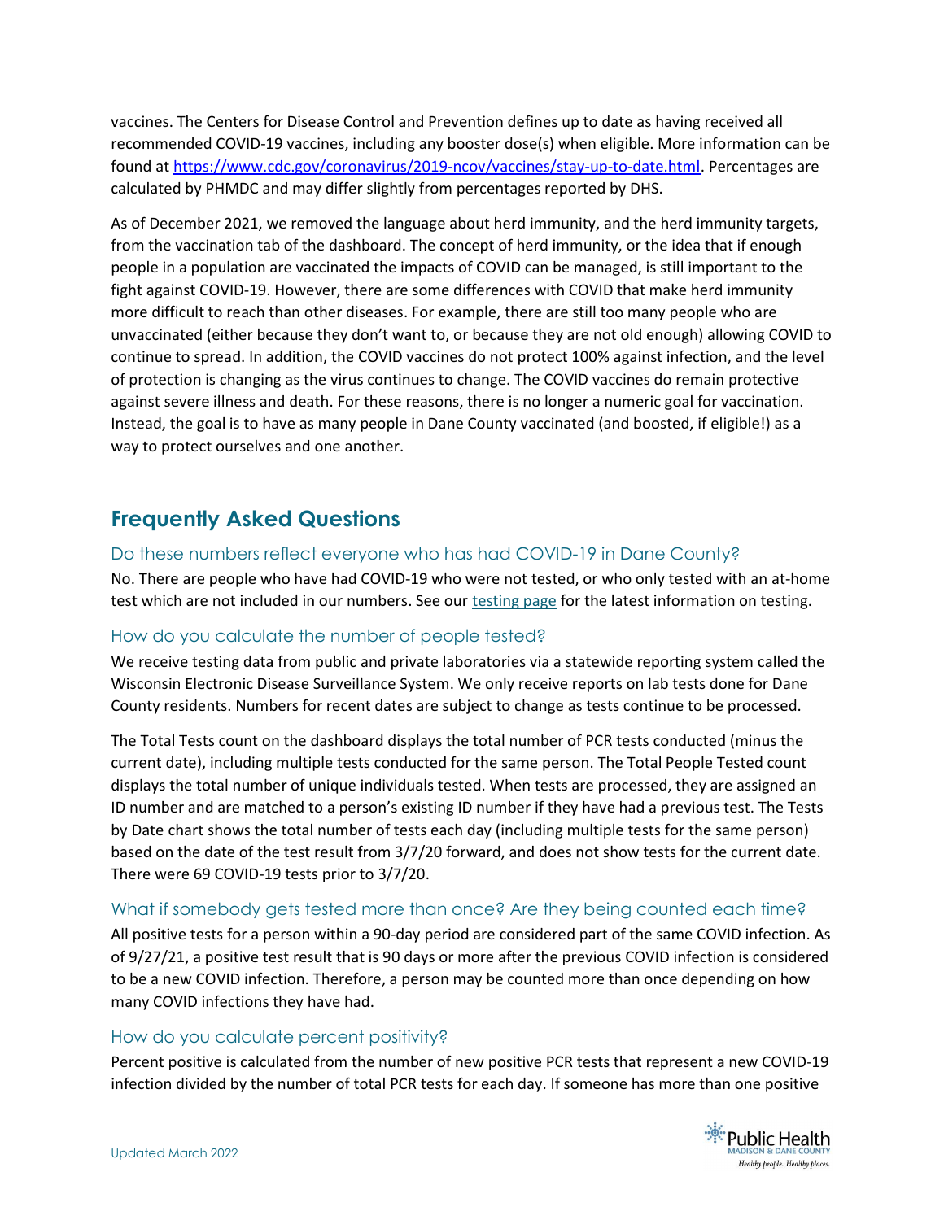vaccines. The Centers for Disease Control and Prevention defines up to date as having received all recommended COVID-19 vaccines, including any booster dose(s) when eligible. More information can be found at [https://www.cdc.gov/coronavirus/2019-ncov/vaccines/stay-up-to-date.html](https://www.cdc.gov/coronavirus/2019-ncov/vaccines/stay-up-to-date.html). Percentages are calculated by PHMDC and may differ slightly from percentages reported by DHS.

As of December 2021, we removed the language about herd immunity, and the herd immunity targets, from the vaccination tab of the dashboard. The concept of herd immunity, or the idea that if enough people in a population are vaccinated the impacts of COVID can be managed, is still important to the fight against COVID-19. However, there are some differences with COVID that make herd immunity more difficult to reach than other diseases. For example, there are still too many people who are unvaccinated (either because they don't want to, or because they are not old enough) allowing COVID to continue to spread. In addition, the COVID vaccines do not protect 100% against infection, and the level of protection is changing as the virus continues to change. The COVID vaccines do remain protective against severe illness and death. For these reasons, there is no longer a numeric goal for vaccination. Instead, the goal is to have as many people in Dane County vaccinated (and boosted, if eligible!) as a way to protect ourselves and one another.

## Frequently Asked Questions

### Do these numbers reflect everyone who has had COVID-19 in Dane County?

No. There are people who have had COVID-19 who were not tested, or who only tested with an at-home test which are not included in our numbers. See our testing page for the latest information on testing.

### How do you calculate the number of people tested?

We receive testing data from public and private laboratories via a statewide reporting system called the Wisconsin Electronic Disease Surveillance System. We only receive reports on lab tests done for Dane County residents. Numbers for recent dates are subject to change as tests continue to be processed.

The Total Tests count on the dashboard displays the total number of PCR tests conducted (minus the current date), including multiple tests conducted for the same person. The Total People Tested count displays the total number of unique individuals tested. When tests are processed, they are assigned an ID number and are matched to a person's existing ID number if they have had a previous test. The Tests by Date chart shows the total number of tests each day (including multiple tests for the same person) based on the date of the test result from 3/7/20 forward, and does not show tests for the current date. There were 69 COVID-19 tests prior to 3/7/20.

### What if somebody gets tested more than once? Are they being counted each time?

All positive tests for a person within a 90-day period are considered part of the same COVID infection. As of 9/27/21, a positive test result that is 90 days or more after the previous COVID infection is considered to be a new COVID infection. Therefore, a person may be counted more than once depending on how many COVID infections they have had.

### How do you calculate percent positivity?

Percent positive is calculated from the number of new positive PCR tests that represent a new COVID-19 infection divided by the number of total PCR tests for each day. If someone has more than one positive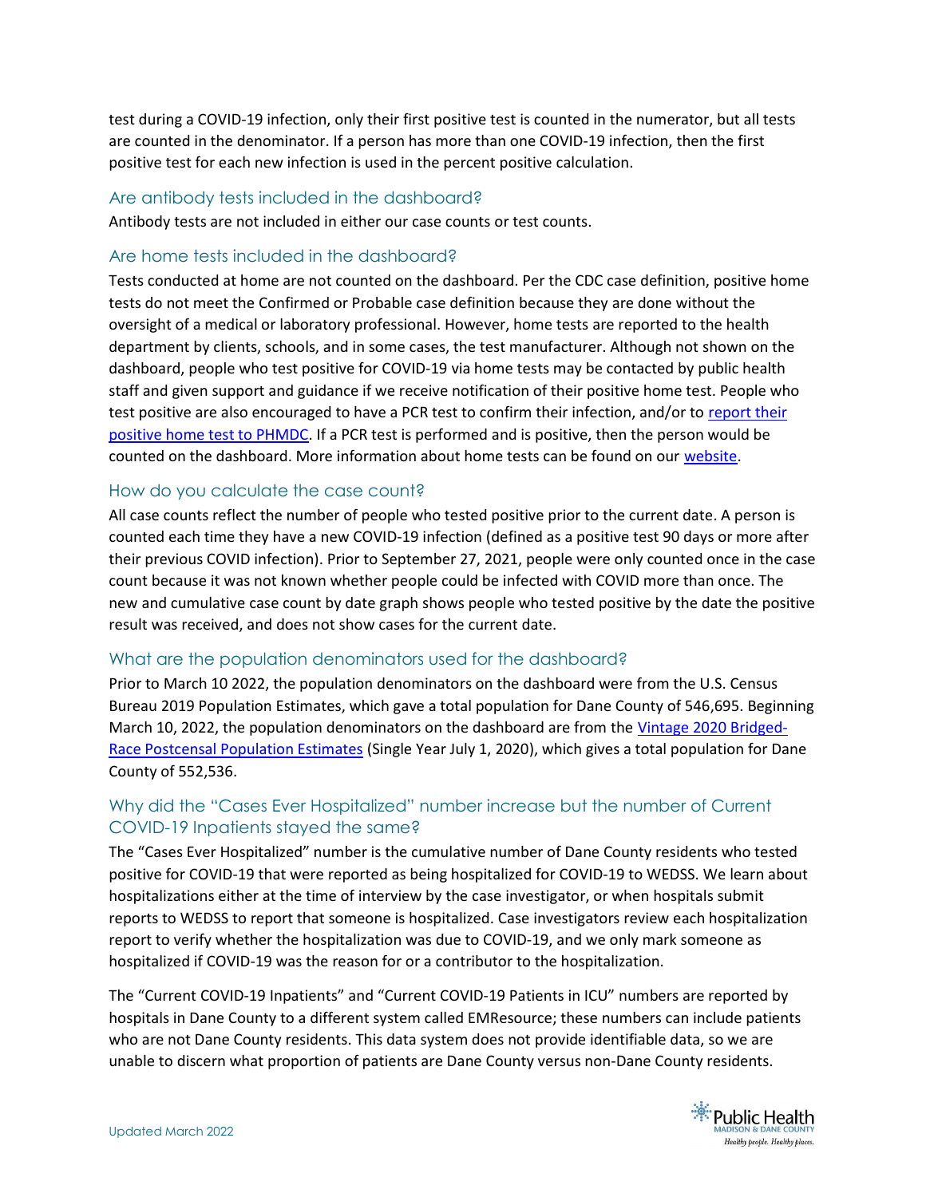test during a COVID-19 infection, only their first positive test is counted in the numerator, but all tests are counted in the denominator. If a person has more than one COVID-19 infection, then the first positive test for each new infection is used in the percent positive calculation.

## Are antibody tests included in the dashboard?

Antibody tests are not included in either our case counts or test counts.

## Are home tests included in the dashboard?

Tests conducted at home are not counted on the dashboard. Per the CDC case definition, positive home tests do not meet the Confirmed or Probable case definition because they are done without the oversight of a medical or laboratory professional. However, home tests are reported to the health department by clients, schools, and in some cases, the test manufacturer. Although not shown on the dashboard, people who test positive for COVID-19 via home tests may be contacted by public health staff and given support and guidance if we receive notification of their positive home test. People who test positive are also encouraged to have a PCR test to confirm their infection, and/or to report their positive home test to PHMDC. If a PCR test is performed and is positive, then the person would be counted on the dashboard. More information about home tests can be found on our website.

## How do you calculate the case count?

All case counts reflect the number of people who tested positive prior to the current date. A person is counted each time they have a new COVID-19 infection (defined as a positive test 90 days or more after their previous COVID infection). Prior to September 27, 2021, people were only counted once in the case count because it was not known whether people could be infected with COVID more than once. The new and cumulative case count by date graph shows people who tested positive by the date the positive result was received, and does not show cases for the current date.

## What are the population denominators used for the dashboard?

Prior to March 10 2022, the population denominators on the dashboard were from the U.S. Census Bureau 2019 Population Estimates, which gave a total population for Dane County of 546,695. Beginning March 10, 2022, the population denominators on the dashboard are from the Vintage 2020 Bridged-Race Postcensal Population Estimates (Single Year July 1, 2020), which gives a total population for Dane County of 552,536.

## Why did the "Cases Ever Hospitalized" number increase but the number of Current COVID-19 Inpatients stayed the same?

The "Cases Ever Hospitalized" number is the cumulative number of Dane County residents who tested positive for COVID-19 that were reported as being hospitalized for COVID-19 to WEDSS. We learn about hospitalizations either at the time of interview by the case investigator, or when hospitals submit reports to WEDSS to report that someone is hospitalized. Case investigators review each hospitalization report to verify whether the hospitalization was due to COVID-19, and we only mark someone as hospitalized if COVID-19 was the reason for or a contributor to the hospitalization.

The "Current COVID-19 Inpatients" and "Current COVID-19 Patients in ICU" numbers are reported by hospitals in Dane County to a different system called EMResource; these numbers can include patients who are not Dane County residents. This data system does not provide identifiable data, so we are unable to discern what proportion of patients are Dane County versus non-Dane County residents.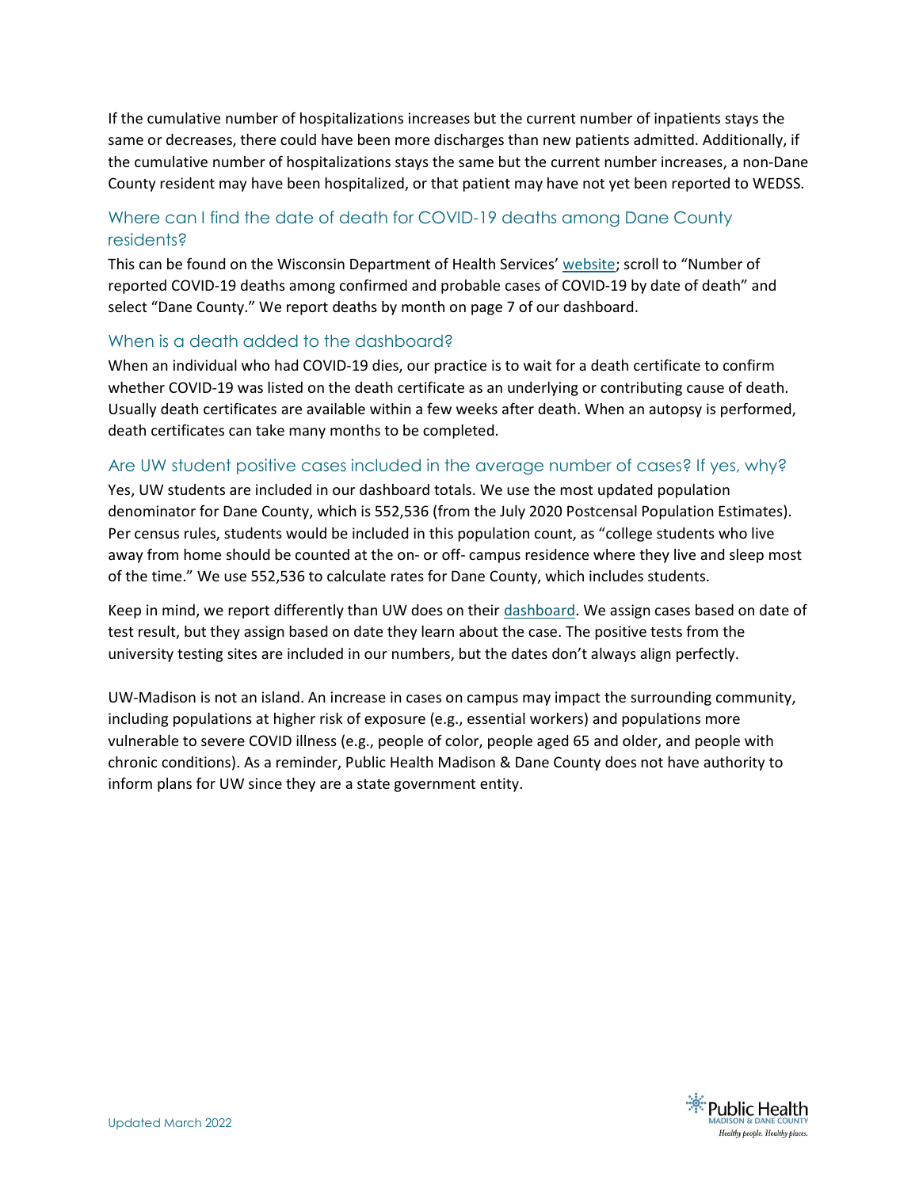If the cumulative number of hospitalizations increases but the current number of inpatients stays the same or decreases, there could have been more discharges than new patients admitted. Additionally, if the cumulative number of hospitalizations stays the same but the current number increases, a non-Dane County resident may have been hospitalized, or that patient may have not yet been reported to WEDSS.

## Where can I find the date of death for COVID-19 deaths among Dane County residents?

This can be found on the Wisconsin Department of Health Services' website; scroll to "Number of reported COVID-19 deaths among confirmed and probable cases of COVID-19 by date of death" and select "Dane County." We report deaths by month on page 7 of our dashboard.

## When is a death added to the dashboard?

When an individual who had COVID-19 dies, our practice is to wait for a death certificate to confirm whether COVID-19 was listed on the death certificate as an underlying or contributing cause of death. Usually death certificates are available within a few weeks after death. When an autopsy is performed, death certificates can take many months to be completed.

## Are UW student positive cases included in the average number of cases? If yes, why?

Yes, UW students are included in our dashboard totals. We use the most updated population denominator for Dane County, which is 552,536 (from the July 2020 Postcensal Population Estimates). Per census rules, students would be included in this population count, as "college students who live away from home should be counted at the on- or off- campus residence where they live and sleep most of the time." We use 552,536 to calculate rates for Dane County, which includes students.

Keep in mind, we report differently than UW does on their dashboard. We assign cases based on date of test result, but they assign based on date they learn about the case. The positive tests from the university testing sites are included in our numbers, but the dates don't always align perfectly.

UW-Madison is not an island. An increase in cases on campus may impact the surrounding community, including populations at higher risk of exposure (e.g., essential workers) and populations more vulnerable to severe COVID illness (e.g., people of color, people aged 65 and older, and people with chronic conditions). As a reminder, Public Health Madison & Dane County does not have authority to inform plans for UW since they are a state government entity.